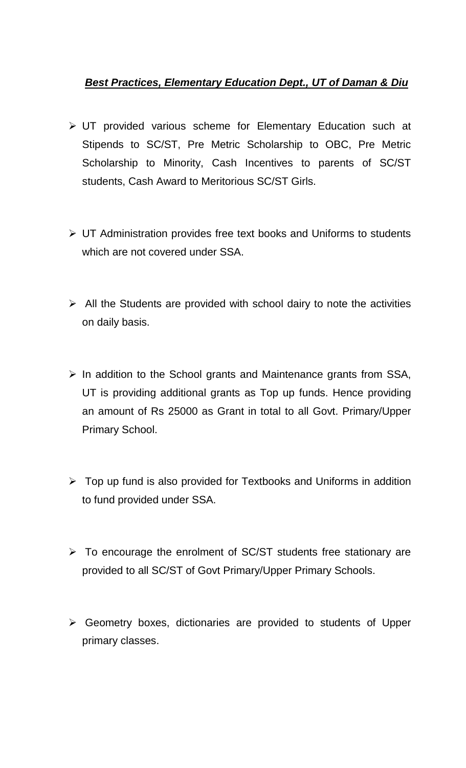***Best Practices, Elementary Education Dept., UT of Daman & Diu***

- UT provided various scheme for Elementary Education such at Stipends to SC/ST, Pre Metric Scholarship to OBC, Pre Metric Scholarship to Minority, Cash Incentives to parents of SC/ST students, Cash Award to Meritorious SC/ST Girls.

- UT Administration provides free text books and Uniforms to students which are not covered under SSA.

- All the Students are provided with school dairy to note the activities on daily basis.

- In addition to the School grants and Maintenance grants from SSA, UT is providing additional grants as Top up funds. Hence providing an amount of Rs 25000 as Grant in total to all Govt. Primary/Upper Primary School.

- Top up fund is also provided for Textbooks and Uniforms in addition to fund provided under SSA.

- To encourage the enrolment of SC/ST students free stationary are provided to all SC/ST of Govt Primary/Upper Primary Schools.

- Geometry boxes, dictionaries are provided to students of Upper primary classes.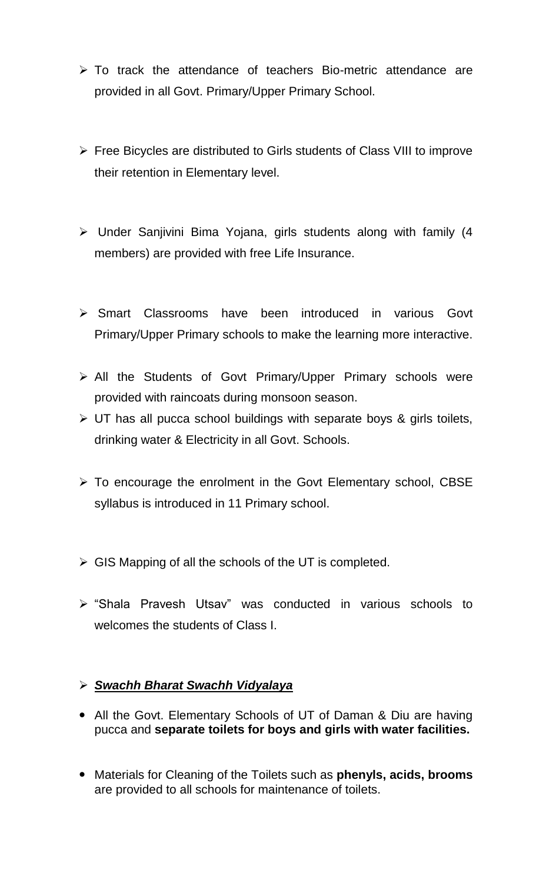- To track the attendance of teachers Bio-metric attendance are provided in all Govt. Primary/Upper Primary School.

- Free Bicycles are distributed to Girls students of Class VIII to improve their retention in Elementary level.

- Under Sanjivini Bima Yojana, girls students along with family (4 members) are provided with free Life Insurance.

- Smart Classrooms have been introduced in various Govt Primary/Upper Primary schools to make the learning more interactive.

- All the Students of Govt Primary/Upper Primary schools were provided with raincoats during monsoon season.
- UT has all pucca school buildings with separate boys & girls toilets, drinking water & Electricity in all Govt. Schools.

- To encourage the enrolment in the Govt Elementary school, CBSE syllabus is introduced in 11 Primary school.

- GIS Mapping of all the schools of the UT is completed.

- "Shala Pravesh Utsav" was conducted in various schools to welcomes the students of Class I.

- ***Swachh Bharat Swachh Vidyalaya***

  - All the Govt. Elementary Schools of UT of Daman & Diu are having pucca and **separate toilets for boys and girls with water facilities.**

  - Materials for Cleaning of the Toilets such as **phenyls, acids, brooms** are provided to all schools for maintenance of toilets.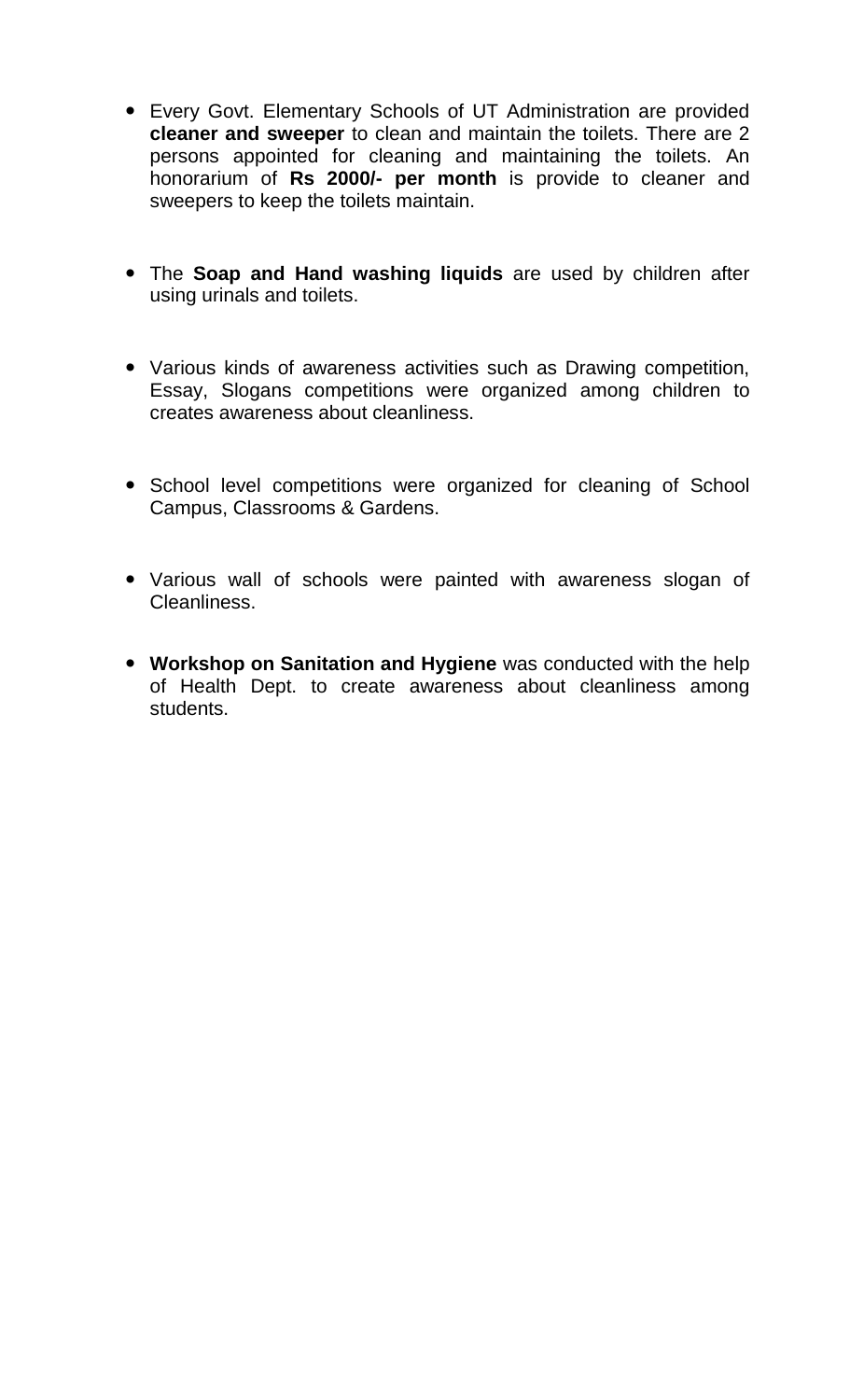- Every Govt. Elementary Schools of UT Administration are provided **cleaner and sweeper** to clean and maintain the toilets. There are 2 persons appointed for cleaning and maintaining the toilets. An honorarium of **Rs 2000/- per month** is provide to cleaner and sweepers to keep the toilets maintain.

- The **Soap and Hand washing liquids** are used by children after using urinals and toilets.

- Various kinds of awareness activities such as Drawing competition, Essay, Slogans competitions were organized among children to creates awareness about cleanliness.

- School level competitions were organized for cleaning of School Campus, Classrooms & Gardens.

- Various wall of schools were painted with awareness slogan of Cleanliness.

- **Workshop on Sanitation and Hygiene** was conducted with the help of Health Dept. to create awareness about cleanliness among students.